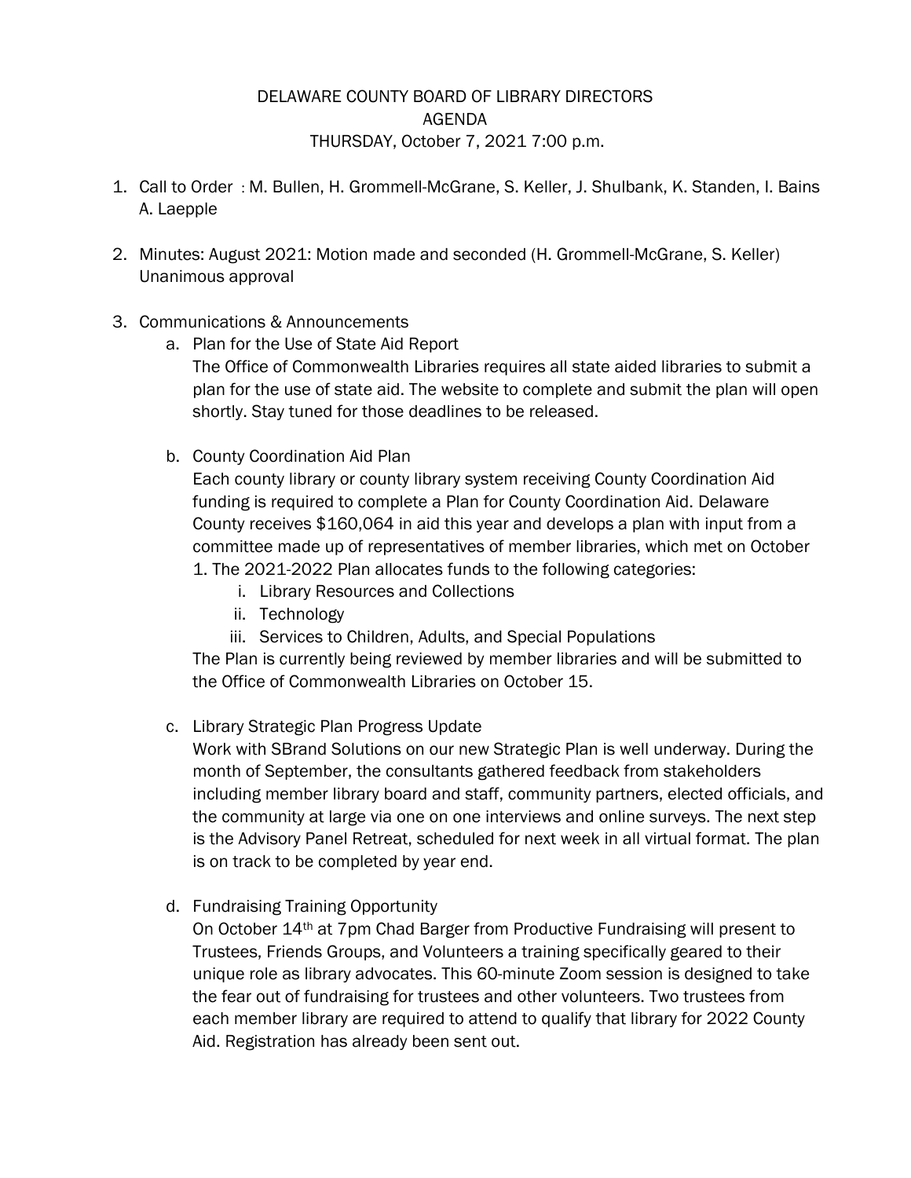DELAWARE COUNTY BOARD OF LIBRARY DIRECTORS
AGENDA
THURSDAY, October 7, 2021 7:00 p.m.

1. Call to Order : M. Bullen, H. Grommell-McGrane, S. Keller, J. Shulbank, K. Standen, I. Bains A. Laepple

2. Minutes: August 2021: Motion made and seconded (H. Grommell-McGrane, S. Keller) Unanimous approval

3. Communications & Announcements
   a. Plan for the Use of State Aid Report
      The Office of Commonwealth Libraries requires all state aided libraries to submit a plan for the use of state aid. The website to complete and submit the plan will open shortly. Stay tuned for those deadlines to be released.

   b. County Coordination Aid Plan
      Each county library or county library system receiving County Coordination Aid funding is required to complete a Plan for County Coordination Aid. Delaware County receives $160,064 in aid this year and develops a plan with input from a committee made up of representatives of member libraries, which met on October 1. The 2021-2022 Plan allocates funds to the following categories:
      i. Library Resources and Collections
      ii. Technology
      iii. Services to Children, Adults, and Special Populations

      The Plan is currently being reviewed by member libraries and will be submitted to the Office of Commonwealth Libraries on October 15.

   c. Library Strategic Plan Progress Update
      Work with SBrand Solutions on our new Strategic Plan is well underway. During the month of September, the consultants gathered feedback from stakeholders including member library board and staff, community partners, elected officials, and the community at large via one on one interviews and online surveys. The next step is the Advisory Panel Retreat, scheduled for next week in all virtual format. The plan is on track to be completed by year end.

   d. Fundraising Training Opportunity
      On October 14th at 7pm Chad Barger from Productive Fundraising will present to Trustees, Friends Groups, and Volunteers a training specifically geared to their unique role as library advocates. This 60-minute Zoom session is designed to take the fear out of fundraising for trustees and other volunteers. Two trustees from each member library are required to attend to qualify that library for 2022 County Aid. Registration has already been sent out.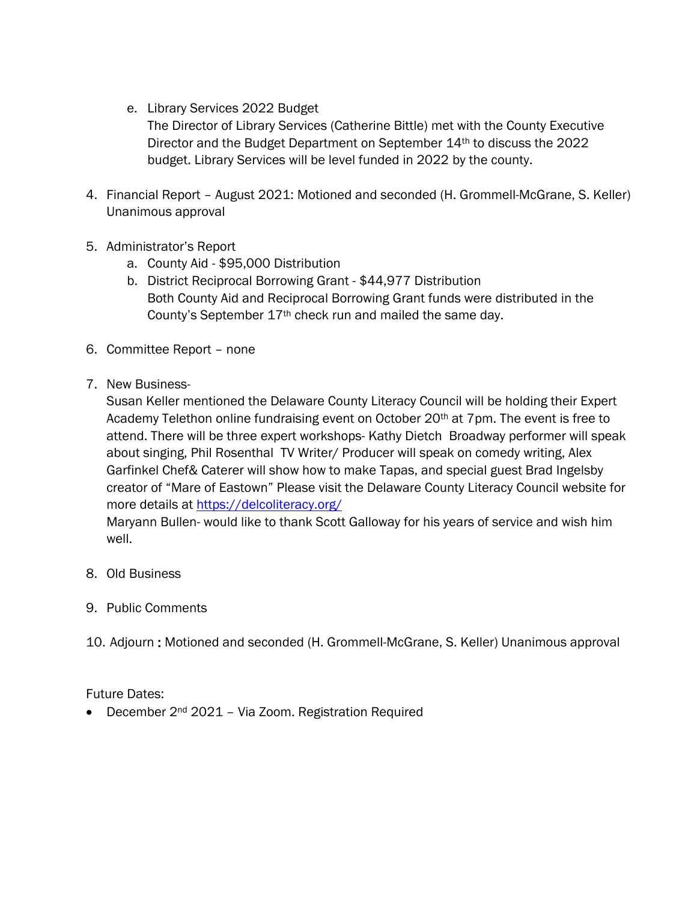e. Library Services 2022 Budget
      The Director of Library Services (Catherine Bittle) met with the County Executive Director and the Budget Department on September 14th to discuss the 2022 budget. Library Services will be level funded in 2022 by the county.

4. Financial Report – August 2021: Motioned and seconded (H. Grommell-McGrane, S. Keller) Unanimous approval

5. Administrator's Report
   a. County Aid - $95,000 Distribution
   b. District Reciprocal Borrowing Grant - $44,977 Distribution
      Both County Aid and Reciprocal Borrowing Grant funds were distributed in the County's September 17th check run and mailed the same day.

6. Committee Report – none

7. New Business-
   Susan Keller mentioned the Delaware County Literacy Council will be holding their Expert Academy Telethon online fundraising event on October 20th at 7pm. The event is free to attend. There will be three expert workshops- Kathy Dietch  Broadway performer will speak about singing, Phil Rosenthal  TV Writer/ Producer will speak on comedy writing, Alex Garfinkel Chef& Caterer will show how to make Tapas, and special guest Brad Ingelsby creator of "Mare of Eastown" Please visit the Delaware County Literacy Council website for more details at [https://delcoliteracy.org/](https://delcoliteracy.org/)
   Maryann Bullen- would like to thank Scott Galloway for his years of service and wish him well.

8. Old Business

9. Public Comments

10. Adjourn **:** Motioned and seconded (H. Grommell-McGrane, S. Keller) Unanimous approval

Future Dates:

- December 2nd 2021 – Via Zoom. Registration Required